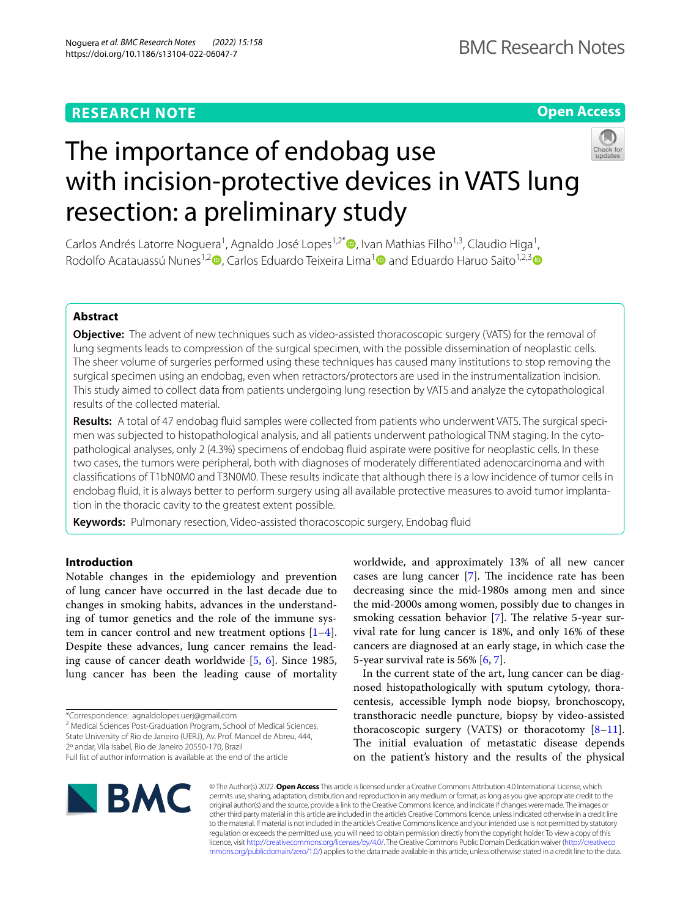RESEARCH NOTE

Open Access

# The importance of endobag use with incision-protective devices in VATS lung resection: a preliminary study

Carlos Andrés Latorre Noguera[1], Agnaldo José Lopes[1,2*], Ivan Mathias Filho[1,3], Claudio Higa[1], Rodolfo Acatauassú Nunes[1,2], Carlos Eduardo Teixeira Lima[1] and Eduardo Haruo Saito[1,2,3]

## Abstract

**Objective:** The advent of new techniques such as video-assisted thoracoscopic surgery (VATS) for the removal of lung segments leads to compression of the surgical specimen, with the possible dissemination of neoplastic cells. The sheer volume of surgeries performed using these techniques has caused many institutions to stop removing the surgical specimen using an endobag, even when retractors/protectors are used in the instrumentalization incision. This study aimed to collect data from patients undergoing lung resection by VATS and analyze the cytopathological results of the collected material.

**Results:** A total of 47 endobag fluid samples were collected from patients who underwent VATS. The surgical specimen was subjected to histopathological analysis, and all patients underwent pathological TNM staging. In the cytopathological analyses, only 2 (4.3%) specimens of endobag fluid aspirate were positive for neoplastic cells. In these two cases, the tumors were peripheral, both with diagnoses of moderately differentiated adenocarcinoma and with classifications of T1bN0M0 and T3N0M0. These results indicate that although there is a low incidence of tumor cells in endobag fluid, it is always better to perform surgery using all available protective measures to avoid tumor implantation in the thoracic cavity to the greatest extent possible.

**Keywords:** Pulmonary resection, Video-assisted thoracoscopic surgery, Endobag fluid

## Introduction

Notable changes in the epidemiology and prevention of lung cancer have occurred in the last decade due to changes in smoking habits, advances in the understanding of tumor genetics and the role of the immune system in cancer control and new treatment options [1–4]. Despite these advances, lung cancer remains the leading cause of cancer death worldwide [5, 6]. Since 1985, lung cancer has been the leading cause of mortality worldwide, and approximately 13% of all new cancer cases are lung cancer [7]. The incidence rate has been decreasing since the mid-1980s among men and since the mid-2000s among women, possibly due to changes in smoking cessation behavior [7]. The relative 5-year survival rate for lung cancer is 18%, and only 16% of these cancers are diagnosed at an early stage, in which case the 5-year survival rate is 56% [6, 7].

In the current state of the art, lung cancer can be diagnosed histopathologically with sputum cytology, thoracentesis, accessible lymph node biopsy, bronchoscopy, transthoracic needle puncture, biopsy by video-assisted thoracoscopic surgery (VATS) or thoracotomy [8–11]. The initial evaluation of metastatic disease depends on the patient's history and the results of the physical

*Correspondence: agnaldolopes.uerj@gmail.com
[2] Medical Sciences Post-Graduation Program, School of Medical Sciences, State University of Rio de Janeiro (UERJ), Av. Prof. Manoel de Abreu, 444, 2º andar, Vila Isabel, Rio de Janeiro 20550-170, Brazil
Full list of author information is available at the end of the article

© The Author(s) 2022. **Open Access** This article is licensed under a Creative Commons Attribution 4.0 International License, which permits use, sharing, adaptation, distribution and reproduction in any medium or format, as long as you give appropriate credit to the original author(s) and the source, provide a link to the Creative Commons licence, and indicate if changes were made. The images or other third party material in this article are included in the article's Creative Commons licence, unless indicated otherwise in a credit line to the material. If material is not included in the article's Creative Commons licence and your intended use is not permitted by statutory regulation or exceeds the permitted use, you will need to obtain permission directly from the copyright holder. To view a copy of this licence, visit http://creativecommons.org/licenses/by/4.0/. The Creative Commons Public Domain Dedication waiver (http://creativecommons.org/publicdomain/zero/1.0/) applies to the data made available in this article, unless otherwise stated in a credit line to the data.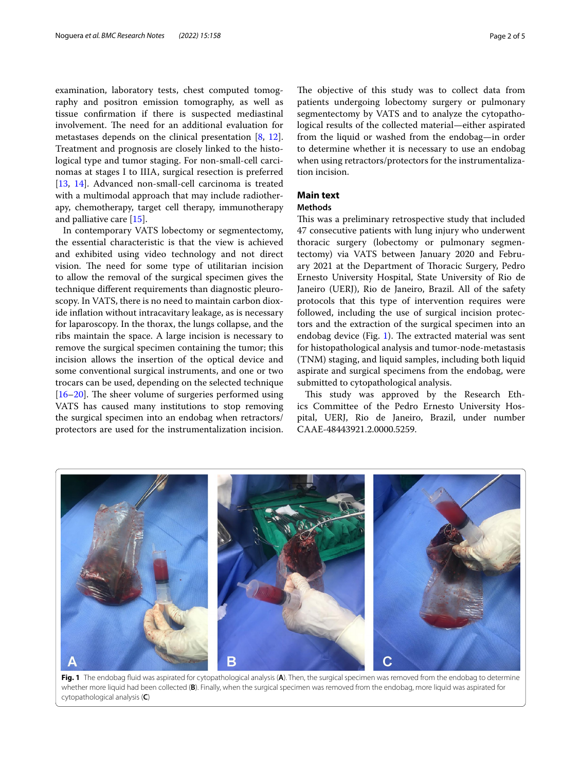examination, laboratory tests, chest computed tomography and positron emission tomography, as well as tissue confirmation if there is suspected mediastinal involvement. The need for an additional evaluation for metastases depends on the clinical presentation [8, 12]. Treatment and prognosis are closely linked to the histological type and tumor staging. For non-small-cell carcinomas at stages I to IIIA, surgical resection is preferred [13, 14]. Advanced non-small-cell carcinoma is treated with a multimodal approach that may include radiotherapy, chemotherapy, target cell therapy, immunotherapy and palliative care [15].

In contemporary VATS lobectomy or segmentectomy, the essential characteristic is that the view is achieved and exhibited using video technology and not direct vision. The need for some type of utilitarian incision to allow the removal of the surgical specimen gives the technique different requirements than diagnostic pleuroscopy. In VATS, there is no need to maintain carbon dioxide inflation without intracavitary leakage, as is necessary for laparoscopy. In the thorax, the lungs collapse, and the ribs maintain the space. A large incision is necessary to remove the surgical specimen containing the tumor; this incision allows the insertion of the optical device and some conventional surgical instruments, and one or two trocars can be used, depending on the selected technique [16–20]. The sheer volume of surgeries performed using VATS has caused many institutions to stop removing the surgical specimen into an endobag when retractors/protectors are used for the instrumentalization incision.

The objective of this study was to collect data from patients undergoing lobectomy surgery or pulmonary segmentectomy by VATS and to analyze the cytopathological results of the collected material—either aspirated from the liquid or washed from the endobag—in order to determine whether it is necessary to use an endobag when using retractors/protectors for the instrumentalization incision.

## Main text

### Methods

This was a preliminary retrospective study that included 47 consecutive patients with lung injury who underwent thoracic surgery (lobectomy or pulmonary segmentectomy) via VATS between January 2020 and February 2021 at the Department of Thoracic Surgery, Pedro Ernesto University Hospital, State University of Rio de Janeiro (UERJ), Rio de Janeiro, Brazil. All of the safety protocols that this type of intervention requires were followed, including the use of surgical incision protectors and the extraction of the surgical specimen into an endobag device (Fig. 1). The extracted material was sent for histopathological analysis and tumor-node-metastasis (TNM) staging, and liquid samples, including both liquid aspirate and surgical specimens from the endobag, were submitted to cytopathological analysis.

This study was approved by the Research Ethics Committee of the Pedro Ernesto University Hospital, UERJ, Rio de Janeiro, Brazil, under number CAAE-48443921.2.0000.5259.

**Fig. 1** The endobag fluid was aspirated for cytopathological analysis (**A**). Then, the surgical specimen was removed from the endobag to determine whether more liquid had been collected (**B**). Finally, when the surgical specimen was removed from the endobag, more liquid was aspirated for cytopathological analysis (**C**)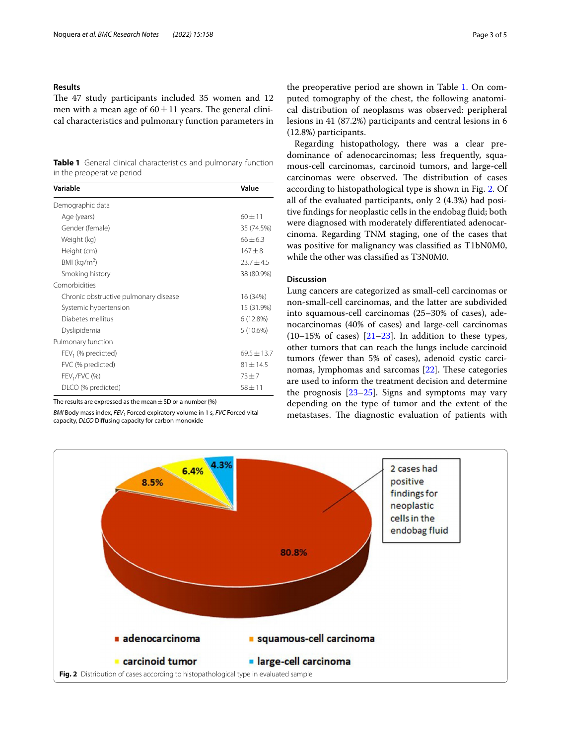## Results

The 47 study participants included 35 women and 12 men with a mean age of 60 ± 11 years. The general clinical characteristics and pulmonary function parameters in the preoperative period are shown in Table 1. On computed tomography of the chest, the following anatomical distribution of neoplasms was observed: peripheral lesions in 41 (87.2%) participants and central lesions in 6 (12.8%) participants.

**Table 1** General clinical characteristics and pulmonary function in the preoperative period

| Variable | Value |
|---|---|
| Demographic data | |
| Age (years) | 60 ± 11 |
| Gender (female) | 35 (74.5%) |
| Weight (kg) | 66 ± 6.3 |
| Height (cm) | 167 ± 8 |
| BMI (kg/m$^2$) | 23.7 ± 4.5 |
| Smoking history | 38 (80.9%) |
| Comorbidities | |
| Chronic obstructive pulmonary disease | 16 (34%) |
| Systemic hypertension | 15 (31.9%) |
| Diabetes mellitus | 6 (12.8%) |
| Dyslipidemia | 5 (10.6%) |
| Pulmonary function | |
| $FEV_1$ (% predicted) | 69.5 ± 13.7 |
| FVC (% predicted) | 81 ± 14.5 |
| $FEV_1$/FVC (%) | 73 ± 7 |
| DLCO (% predicted) | 58 ± 11 |

The results are expressed as the mean ± SD or a number (%)

*BMI* Body mass index, *$FEV_1$* Forced expiratory volume in 1 s, *FVC* Forced vital capacity, *DLCO* Diffusing capacity for carbon monoxide

Regarding histopathology, there was a clear predominance of adenocarcinomas; less frequently, squamous-cell carcinomas, carcinoid tumors, and large-cell carcinomas were observed. The distribution of cases according to histopathological type is shown in Fig. 2. Of all of the evaluated participants, only 2 (4.3%) had positive findings for neoplastic cells in the endobag fluid; both were diagnosed with moderately differentiated adenocarcinoma. Regarding TNM staging, one of the cases that was positive for malignancy was classified as T1bN0M0, while the other was classified as T3N0M0.

## Discussion

Lung cancers are categorized as small-cell carcinomas or non-small-cell carcinomas, and the latter are subdivided into squamous-cell carcinomas (25–30% of cases), adenocarcinomas (40% of cases) and large-cell carcinomas (10–15% of cases) [21–23]. In addition to these types, other tumors that can reach the lungs include carcinoid tumors (fewer than 5% of cases), adenoid cystic carcinomas, lymphomas and sarcomas [22]. These categories are used to inform the treatment decision and determine the prognosis [23–25]. Signs and symptoms may vary depending on the type of tumor and the extent of the metastases. The diagnostic evaluation of patients with

80.8%
8.5%
6.4%
4.3%
2 cases had positive findings for neoplastic cells in the endobag fluid
adenocarcinoma
squamous-cell carcinoma
carcinoid tumor
large-cell carcinoma

**Fig. 2** Distribution of cases according to histopathological type in evaluated sample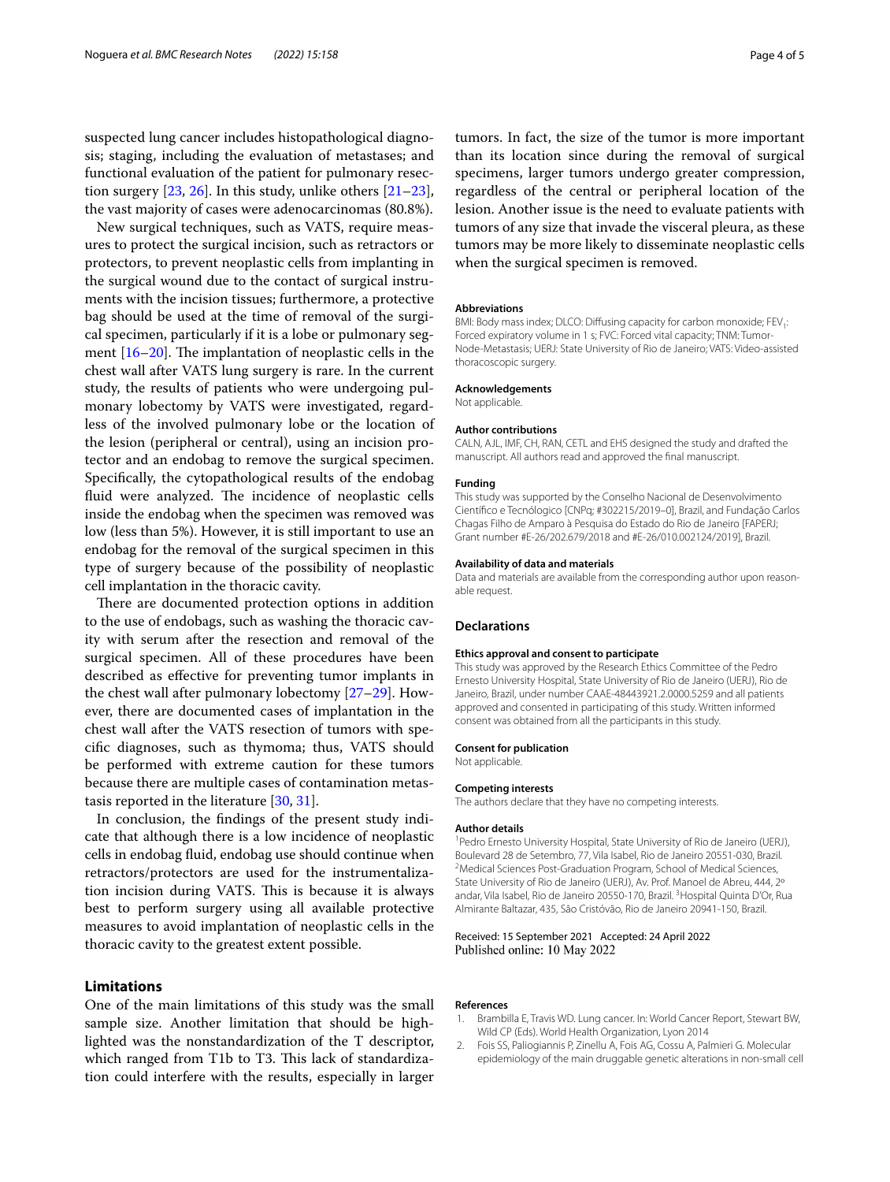suspected lung cancer includes histopathological diagnosis; staging, including the evaluation of metastases; and functional evaluation of the patient for pulmonary resection surgery [23, 26]. In this study, unlike others [21–23], the vast majority of cases were adenocarcinomas (80.8%).

New surgical techniques, such as VATS, require measures to protect the surgical incision, such as retractors or protectors, to prevent neoplastic cells from implanting in the surgical wound due to the contact of surgical instruments with the incision tissues; furthermore, a protective bag should be used at the time of removal of the surgical specimen, particularly if it is a lobe or pulmonary segment [16–20]. The implantation of neoplastic cells in the chest wall after VATS lung surgery is rare. In the current study, the results of patients who were undergoing pulmonary lobectomy by VATS were investigated, regardless of the involved pulmonary lobe or the location of the lesion (peripheral or central), using an incision protector and an endobag to remove the surgical specimen. Specifically, the cytopathological results of the endobag fluid were analyzed. The incidence of neoplastic cells inside the endobag when the specimen was removed was low (less than 5%). However, it is still important to use an endobag for the removal of the surgical specimen in this type of surgery because of the possibility of neoplastic cell implantation in the thoracic cavity.

There are documented protection options in addition to the use of endobags, such as washing the thoracic cavity with serum after the resection and removal of the surgical specimen. All of these procedures have been described as effective for preventing tumor implants in the chest wall after pulmonary lobectomy [27–29]. However, there are documented cases of implantation in the chest wall after the VATS resection of tumors with specific diagnoses, such as thymoma; thus, VATS should be performed with extreme caution for these tumors because there are multiple cases of contamination metastasis reported in the literature [30, 31].

In conclusion, the findings of the present study indicate that although there is a low incidence of neoplastic cells in endobag fluid, endobag use should continue when retractors/protectors are used for the instrumentalization incision during VATS. This is because it is always best to perform surgery using all available protective measures to avoid implantation of neoplastic cells in the thoracic cavity to the greatest extent possible.

## Limitations

One of the main limitations of this study was the small sample size. Another limitation that should be highlighted was the nonstandardization of the T descriptor, which ranged from T1b to T3. This lack of standardization could interfere with the results, especially in larger tumors. In fact, the size of the tumor is more important than its location since during the removal of surgical specimens, larger tumors undergo greater compression, regardless of the central or peripheral location of the lesion. Another issue is the need to evaluate patients with tumors of any size that invade the visceral pleura, as these tumors may be more likely to disseminate neoplastic cells when the surgical specimen is removed.

#### Abbreviations

BMI: Body mass index; DLCO: Diffusing capacity for carbon monoxide; $FEV_1$: Forced expiratory volume in 1 s; FVC: Forced vital capacity; TNM: Tumor-Node-Metastasis; UERJ: State University of Rio de Janeiro; VATS: Video-assisted thoracoscopic surgery.

#### Acknowledgements

Not applicable.

#### Author contributions

CALN, AJL, IMF, CH, RAN, CETL and EHS designed the study and drafted the manuscript. All authors read and approved the final manuscript.

#### Funding

This study was supported by the Conselho Nacional de Desenvolvimento Científico e Tecnólogico [CNPq; #302215/2019–0], Brazil, and Fundação Carlos Chagas Filho de Amparo à Pesquisa do Estado do Rio de Janeiro [FAPERJ; Grant number #E-26/202.679/2018 and #E-26/010.002124/2019], Brazil.

#### Availability of data and materials

Data and materials are available from the corresponding author upon reasonable request.

### Declarations

#### Ethics approval and consent to participate

This study was approved by the Research Ethics Committee of the Pedro Ernesto University Hospital, State University of Rio de Janeiro (UERJ), Rio de Janeiro, Brazil, under number CAAE-48443921.2.0000.5259 and all patients approved and consented in participating of this study. Written informed consent was obtained from all the participants in this study.

#### Consent for publication

Not applicable.

#### Competing interests

The authors declare that they have no competing interests.

#### Author details

[1]Pedro Ernesto University Hospital, State University of Rio de Janeiro (UERJ), Boulevard 28 de Setembro, 77, Vila Isabel, Rio de Janeiro 20551-030, Brazil. [2]Medical Sciences Post-Graduation Program, School of Medical Sciences, State University of Rio de Janeiro (UERJ), Av. Prof. Manoel de Abreu, 444, 2º andar, Vila Isabel, Rio de Janeiro 20550-170, Brazil. [3]Hospital Quinta D'Or, Rua Almirante Baltazar, 435, São Cristóvão, Rio de Janeiro 20941-150, Brazil.

Received: 15 September 2021 Accepted: 24 April 2022
Published online: 10 May 2022

#### References

1. Brambilla E, Travis WD. Lung cancer. In: World Cancer Report, Stewart BW, Wild CP (Eds). World Health Organization, Lyon 2014
2. Fois SS, Paliogiannis P, Zinellu A, Fois AG, Cossu A, Palmieri G. Molecular epidemiology of the main druggable genetic alterations in non-small cell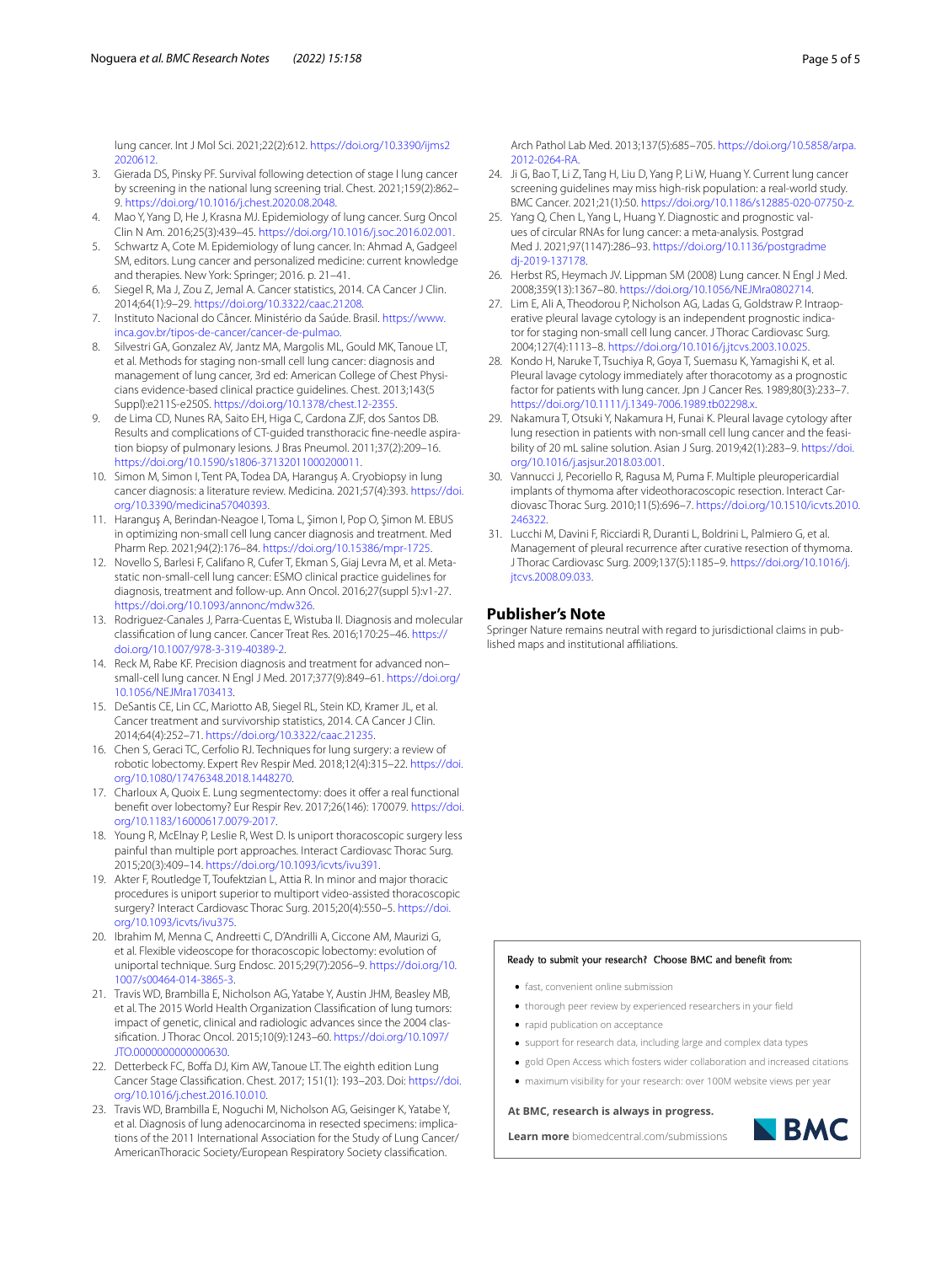lung cancer. Int J Mol Sci. 2021;22(2):612. https://doi.org/10.3390/ijms22020612.

3. Gierada DS, Pinsky PF. Survival following detection of stage I lung cancer by screening in the national lung screening trial. Chest. 2021;159(2):862–9. https://doi.org/10.1016/j.chest.2020.08.2048.
4. Mao Y, Yang D, He J, Krasna MJ. Epidemiology of lung cancer. Surg Oncol Clin N Am. 2016;25(3):439–45. https://doi.org/10.1016/j.soc.2016.02.001.
5. Schwartz A, Cote M. Epidemiology of lung cancer. In: Ahmad A, Gadgeel SM, editors. Lung cancer and personalized medicine: current knowledge and therapies. New York: Springer; 2016. p. 21–41.
6. Siegel R, Ma J, Zou Z, Jemal A. Cancer statistics, 2014. CA Cancer J Clin. 2014;64(1):9–29. https://doi.org/10.3322/caac.21208.
7. Instituto Nacional do Câncer. Ministério da Saúde. Brasil. https://www.inca.gov.br/tipos-de-cancer/cancer-de-pulmao.
8. Silvestri GA, Gonzalez AV, Jantz MA, Margolis ML, Gould MK, Tanoue LT, et al. Methods for staging non-small cell lung cancer: diagnosis and management of lung cancer, 3rd ed: American College of Chest Physicians evidence-based clinical practice guidelines. Chest. 2013;143(5 Suppl):e211S-e250S. https://doi.org/10.1378/chest.12-2355.
9. de Lima CD, Nunes RA, Saito EH, Higa C, Cardona ZJF, dos Santos DB. Results and complications of CT-guided transthoracic fine-needle aspiration biopsy of pulmonary lesions. J Bras Pneumol. 2011;37(2):209–16. https://doi.org/10.1590/s1806-37132011000200011.
10. Simon M, Simon I, Tent PA, Todea DA, Haranguș A. Cryobiopsy in lung cancer diagnosis: a literature review. Medicina. 2021;57(4):393. https://doi.org/10.3390/medicina57040393.
11. Haranguș A, Berindan-Neagoe I, Toma L, Șimon I, Pop O, Șimon M. EBUS in optimizing non-small cell lung cancer diagnosis and treatment. Med Pharm Rep. 2021;94(2):176–84. https://doi.org/10.15386/mpr-1725.
12. Novello S, Barlesi F, Califano R, Cufer T, Ekman S, Giaj Levra M, et al. Metastatic non-small-cell lung cancer: ESMO clinical practice guidelines for diagnosis, treatment and follow-up. Ann Oncol. 2016;27(suppl 5):v1-27. https://doi.org/10.1093/annonc/mdw326.
13. Rodriguez-Canales J, Parra-Cuentas E, Wistuba II. Diagnosis and molecular classification of lung cancer. Cancer Treat Res. 2016;170:25–46. https://doi.org/10.1007/978-3-319-40389-2.
14. Reck M, Rabe KF. Precision diagnosis and treatment for advanced non–small-cell lung cancer. N Engl J Med. 2017;377(9):849–61. https://doi.org/10.1056/NEJMra1703413.
15. DeSantis CE, Lin CC, Mariotto AB, Siegel RL, Stein KD, Kramer JL, et al. Cancer treatment and survivorship statistics, 2014. CA Cancer J Clin. 2014;64(4):252–71. https://doi.org/10.3322/caac.21235.
16. Chen S, Geraci TC, Cerfolio RJ. Techniques for lung surgery: a review of robotic lobectomy. Expert Rev Respir Med. 2018;12(4):315–22. https://doi.org/10.1080/17476348.2018.1448270.
17. Charloux A, Quoix E. Lung segmentectomy: does it offer a real functional benefit over lobectomy? Eur Respir Rev. 2017;26(146): 170079. https://doi.org/10.1183/16000617.0079-2017.
18. Young R, McElnay P, Leslie R, West D. Is uniport thoracoscopic surgery less painful than multiple port approaches. Interact Cardiovasc Thorac Surg. 2015;20(3):409–14. https://doi.org/10.1093/icvts/ivu391.
19. Akter F, Routledge T, Toufektzian L, Attia R. In minor and major thoracic procedures is uniport superior to multiport video-assisted thoracoscopic surgery? Interact Cardiovasc Thorac Surg. 2015;20(4):550–5. https://doi.org/10.1093/icvts/ivu375.
20. Ibrahim M, Menna C, Andreetti C, D'Andrilli A, Ciccone AM, Maurizi G, et al. Flexible videoscope for thoracoscopic lobectomy: evolution of uniportal technique. Surg Endosc. 2015;29(7):2056–9. https://doi.org/10.1007/s00464-014-3865-3.
21. Travis WD, Brambilla E, Nicholson AG, Yatabe Y, Austin JHM, Beasley MB, et al. The 2015 World Health Organization Classification of lung tumors: impact of genetic, clinical and radiologic advances since the 2004 classification. J Thorac Oncol. 2015;10(9):1243–60. https://doi.org/10.1097/JTO.0000000000000630.
22. Detterbeck FC, Boffa DJ, Kim AW, Tanoue LT. The eighth edition Lung Cancer Stage Classification. Chest. 2017; 151(1): 193–203. Doi: https://doi.org/10.1016/j.chest.2016.10.010.
23. Travis WD, Brambilla E, Noguchi M, Nicholson AG, Geisinger K, Yatabe Y, et al. Diagnosis of lung adenocarcinoma in resected specimens: implications of the 2011 International Association for the Study of Lung Cancer/AmericanThoracic Society/European Respiratory Society classification. Arch Pathol Lab Med. 2013;137(5):685–705. https://doi.org/10.5858/arpa.2012-0264-RA.
24. Ji G, Bao T, Li Z, Tang H, Liu D, Yang P, Li W, Huang Y. Current lung cancer screening guidelines may miss high-risk population: a real-world study. BMC Cancer. 2021;21(1):50. https://doi.org/10.1186/s12885-020-07750-z.
25. Yang Q, Chen L, Yang L, Huang Y. Diagnostic and prognostic values of circular RNAs for lung cancer: a meta-analysis. Postgrad Med J. 2021;97(1147):286–93. https://doi.org/10.1136/postgradmedj-2019-137178.
26. Herbst RS, Heymach JV. Lippman SM (2008) Lung cancer. N Engl J Med. 2008;359(13):1367–80. https://doi.org/10.1056/NEJMra0802714.
27. Lim E, Ali A, Theodorou P, Nicholson AG, Ladas G, Goldstraw P. Intraoperative pleural lavage cytology is an independent prognostic indicator for staging non-small cell lung cancer. J Thorac Cardiovasc Surg. 2004;127(4):1113–8. https://doi.org/10.1016/j.jtcvs.2003.10.025.
28. Kondo H, Naruke T, Tsuchiya R, Goya T, Suemasu K, Yamagishi K, et al. Pleural lavage cytology immediately after thoracotomy as a prognostic factor for patients with lung cancer. Jpn J Cancer Res. 1989;80(3):233–7. https://doi.org/10.1111/j.1349-7006.1989.tb02298.x.
29. Nakamura T, Otsuki Y, Nakamura H, Funai K. Pleural lavage cytology after lung resection in patients with non-small cell lung cancer and the feasibility of 20 mL saline solution. Asian J Surg. 2019;42(1):283–9. https://doi.org/10.1016/j.asjsur.2018.03.001.
30. Vannucci J, Pecoriello R, Ragusa M, Puma F. Multiple pleuropericardial implants of thymoma after videothoracoscopic resection. Interact Cardiovasc Thorac Surg. 2010;11(5):696–7. https://doi.org/10.1510/icvts.2010.246322.
31. Lucchi M, Davini F, Ricciardi R, Duranti L, Boldrini L, Palmiero G, et al. Management of pleural recurrence after curative resection of thymoma. J Thorac Cardiovasc Surg. 2009;137(5):1185–9. https://doi.org/10.1016/j.jtcvs.2008.09.033.

## Publisher's Note

Springer Nature remains neutral with regard to jurisdictional claims in published maps and institutional affiliations.

Ready to submit your research? Choose BMC and benefit from:

- fast, convenient online submission
- thorough peer review by experienced researchers in your field
- rapid publication on acceptance
- support for research data, including large and complex data types
- gold Open Access which fosters wider collaboration and increased citations
- maximum visibility for your research: over 100M website views per year

**At BMC, research is always in progress.**

**Learn more** biomedcentral.com/submissions

BMC